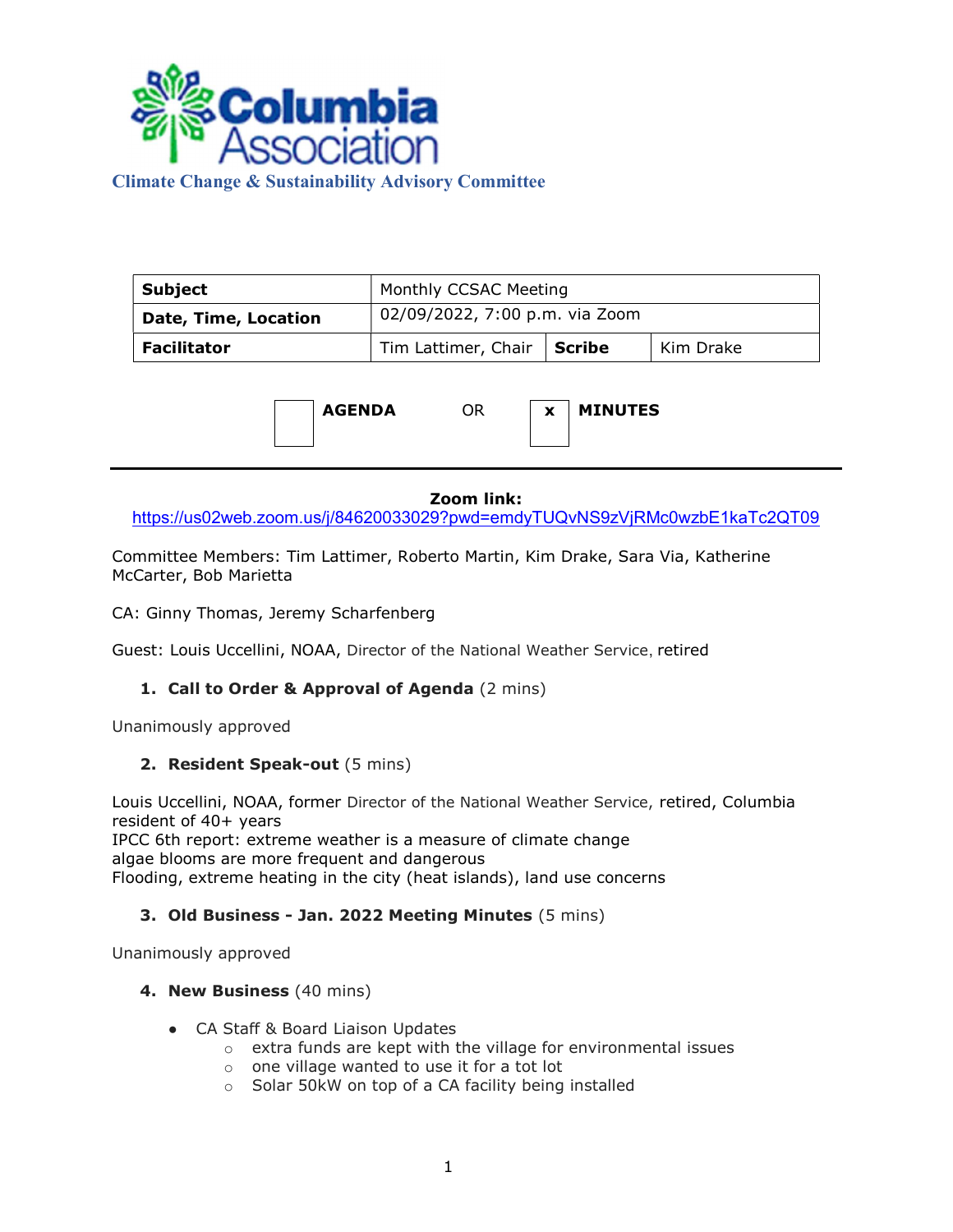# Columbia Association

## Climate Change & Sustainability Advisory Committee

| **Subject** | Monthly CCSAC Meeting | | |
|---|---|---|---|
| **Date, Time, Location** | 02/09/2022, 7:00 p.m. via Zoom | | |
| **Facilitator** | Tim Lattimer, Chair | **Scribe** | Kim Drake |

☐ **AGENDA** OR ☒ **MINUTES**

---

**Zoom link:**
https://us02web.zoom.us/j/84620033029?pwd=emdyTUQvNS9zVjRMc0wzbE1kaTc2QT09

Committee Members: Tim Lattimer, Roberto Martin, Kim Drake, Sara Via, Katherine McCarter, Bob Marietta

CA: Ginny Thomas, Jeremy Scharfenberg

Guest: Louis Uccellini, NOAA, Director of the National Weather Service, retired

1. **Call to Order & Approval of Agenda** (2 mins)

Unanimously approved

2. **Resident Speak-out** (5 mins)

Louis Uccellini, NOAA, former Director of the National Weather Service, retired, Columbia resident of 40+ years
IPCC 6th report: extreme weather is a measure of climate change
algae blooms are more frequent and dangerous
Flooding, extreme heating in the city (heat islands), land use concerns

3. **Old Business - Jan. 2022 Meeting Minutes** (5 mins)

Unanimously approved

4. **New Business** (40 mins)

- CA Staff & Board Liaison Updates
  - extra funds are kept with the village for environmental issues
  - one village wanted to use it for a tot lot
  - Solar 50kW on top of a CA facility being installed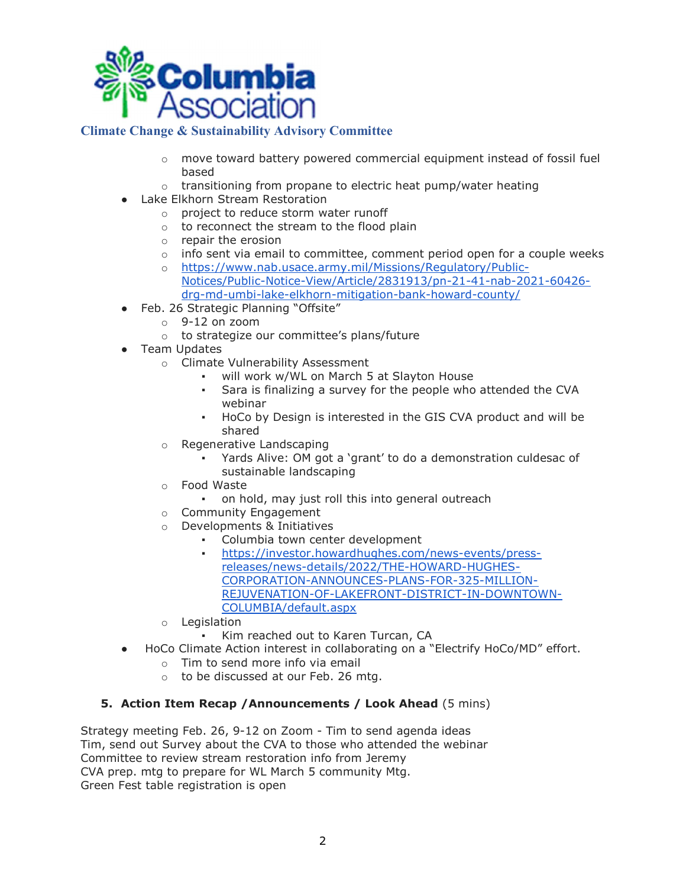- move toward battery powered commercial equipment instead of fossil fuel based
  - transitioning from propane to electric heat pump/water heating
- Lake Elkhorn Stream Restoration
  - project to reduce storm water runoff
  - to reconnect the stream to the flood plain
  - repair the erosion
  - info sent via email to committee, comment period open for a couple weeks
  - https://www.nab.usace.army.mil/Missions/Regulatory/Public-Notices/Public-Notice-View/Article/2831913/pn-21-41-nab-2021-60426-drg-md-umbi-lake-elkhorn-mitigation-bank-howard-county/
- Feb. 26 Strategic Planning "Offsite"
  - 9-12 on zoom
  - to strategize our committee's plans/future
- Team Updates
  - Climate Vulnerability Assessment
    - will work w/WL on March 5 at Slayton House
    - Sara is finalizing a survey for the people who attended the CVA webinar
    - HoCo by Design is interested in the GIS CVA product and will be shared
  - Regenerative Landscaping
    - Yards Alive: OM got a 'grant' to do a demonstration culdesac of sustainable landscaping
  - Food Waste
    - on hold, may just roll this into general outreach
  - Community Engagement
  - Developments & Initiatives
    - Columbia town center development
    - https://investor.howardhughes.com/news-events/press-releases/news-details/2022/THE-HOWARD-HUGHES-CORPORATION-ANNOUNCES-PLANS-FOR-325-MILLION-REJUVENATION-OF-LAKEFRONT-DISTRICT-IN-DOWNTOWN-COLUMBIA/default.aspx
  - Legislation
    - Kim reached out to Karen Turcan, CA
- HoCo Climate Action interest in collaborating on a "Electrify HoCo/MD" effort.
  - Tim to send more info via email
  - to be discussed at our Feb. 26 mtg.

### 5. Action Item Recap /Announcements / Look Ahead (5 mins)

Strategy meeting Feb. 26, 9-12 on Zoom - Tim to send agenda ideas
Tim, send out Survey about the CVA to those who attended the webinar
Committee to review stream restoration info from Jeremy
CVA prep. mtg to prepare for WL March 5 community Mtg.
Green Fest table registration is open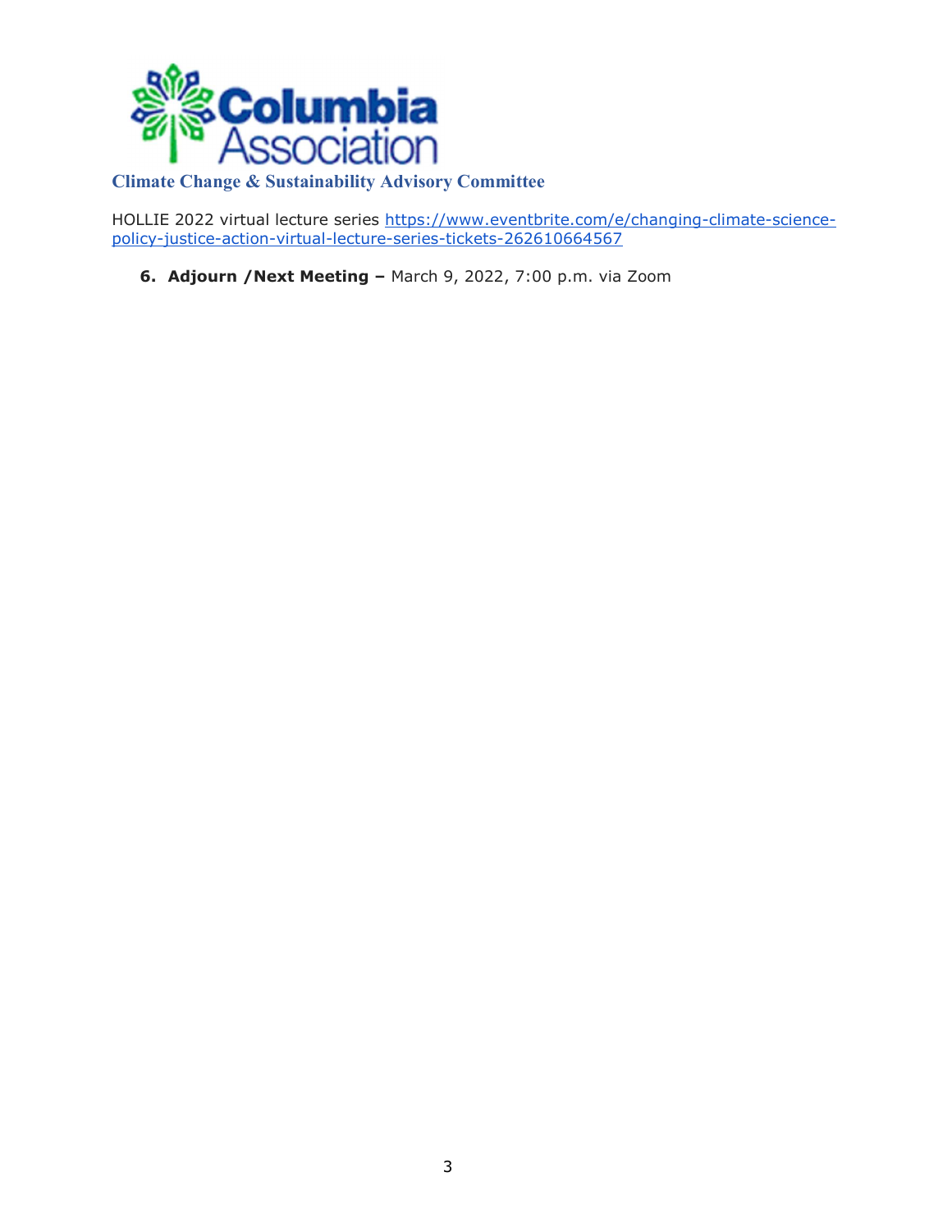**Climate Change & Sustainability Advisory Committee**

HOLLIE 2022 virtual lecture series [https://www.eventbrite.com/e/changing-climate-science-policy-justice-action-virtual-lecture-series-tickets-262610664567](https://www.eventbrite.com/e/changing-climate-science-policy-justice-action-virtual-lecture-series-tickets-262610664567)

6. **Adjourn /Next Meeting –** March 9, 2022, 7:00 p.m. via Zoom